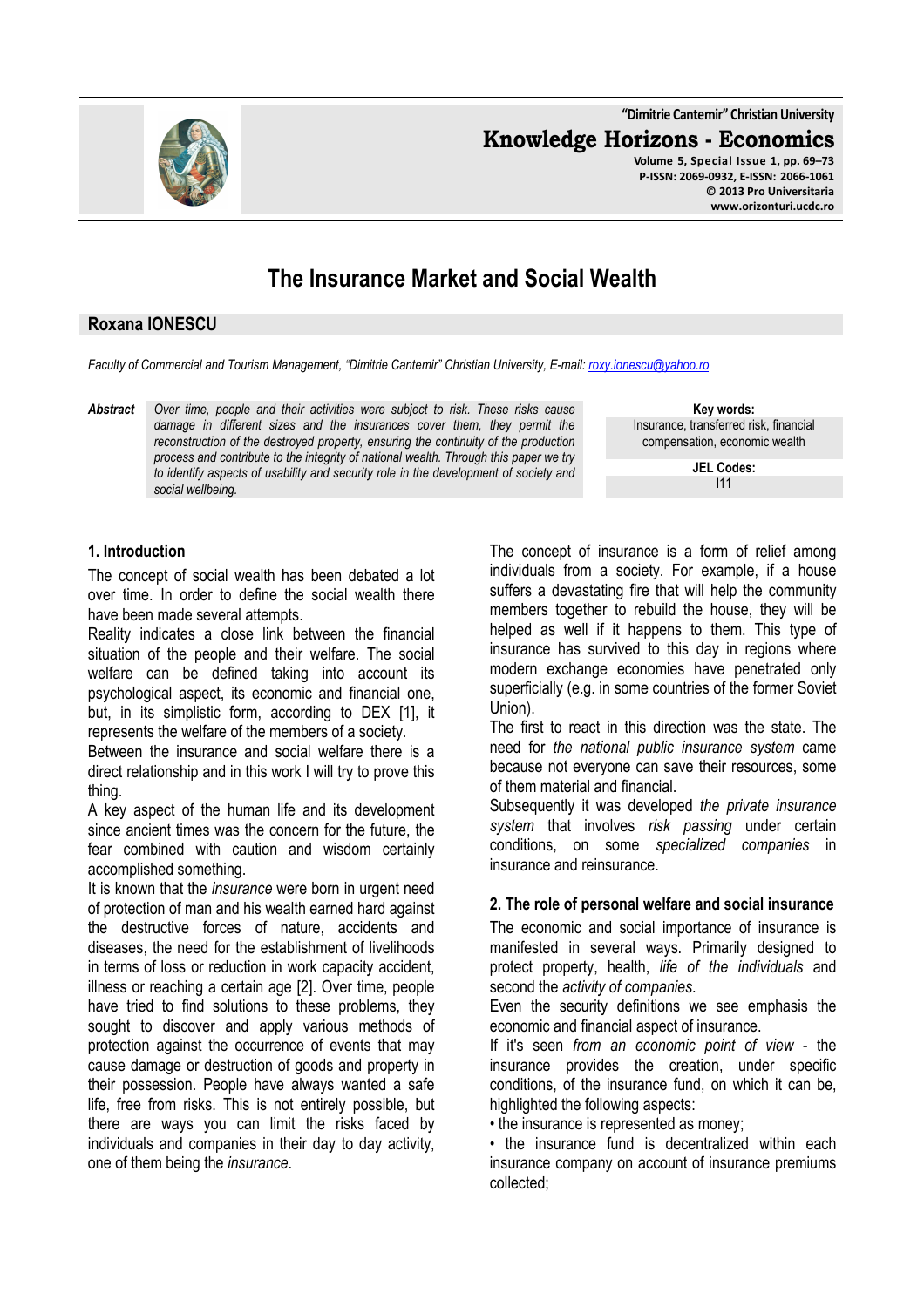# The Insurance Market and Social Wealth

## Roxana IONESCU

*Faculty of Commercial and Tourism Management, "Dimitrie Cantemir" Christian University, E-mail: roxy.ionescu@yahoo.ro*

***Abstract*** *Over time, people and their activities were subject to risk. These risks cause damage in different sizes and the insurances cover them, they permit the reconstruction of the destroyed property, ensuring the continuity of the production process and contribute to the integrity of national wealth. Through this paper we try to identify aspects of usability and security role in the development of society and social wellbeing.*

**Key words:**
Insurance, transferred risk, financial compensation, economic wealth

**JEL Codes:**
I11

### 1. Introduction

The concept of social wealth has been debated a lot over time. In order to define the social wealth there have been made several attempts.

Reality indicates a close link between the financial situation of the people and their welfare. The social welfare can be defined taking into account its psychological aspect, its economic and financial one, but, in its simplistic form, according to DEX [1], it represents the welfare of the members of a society.

Between the insurance and social welfare there is a direct relationship and in this work I will try to prove this thing.

A key aspect of the human life and its development since ancient times was the concern for the future, the fear combined with caution and wisdom certainly accomplished something.

It is known that the *insurance* were born in urgent need of protection of man and his wealth earned hard against the destructive forces of nature, accidents and diseases, the need for the establishment of livelihoods in terms of loss or reduction in work capacity accident, illness or reaching a certain age [2]. Over time, people have tried to find solutions to these problems, they sought to discover and apply various methods of protection against the occurrence of events that may cause damage or destruction of goods and property in their possession. People have always wanted a safe life, free from risks. This is not entirely possible, but there are ways you can limit the risks faced by individuals and companies in their day to day activity, one of them being the *insurance*.

The concept of insurance is a form of relief among individuals from a society. For example, if a house suffers a devastating fire that will help the community members together to rebuild the house, they will be helped as well if it happens to them. This type of insurance has survived to this day in regions where modern exchange economies have penetrated only superficially (e.g. in some countries of the former Soviet Union).

The first to react in this direction was the state. The need for *the national public insurance system* came because not everyone can save their resources, some of them material and financial.

Subsequently it was developed *the private insurance system* that involves *risk passing* under certain conditions, on some *specialized companies* in insurance and reinsurance.

### 2. The role of personal welfare and social insurance

The economic and social importance of insurance is manifested in several ways. Primarily designed to protect property, health, *life of the individuals* and second the *activity of companies*.

Even the security definitions we see emphasis the economic and financial aspect of insurance.

If it's seen *from an economic point of view* - the insurance provides the creation, under specific conditions, of the insurance fund, on which it can be, highlighted the following aspects:

- the insurance is represented as money;
- the insurance fund is decentralized within each insurance company on account of insurance premiums collected;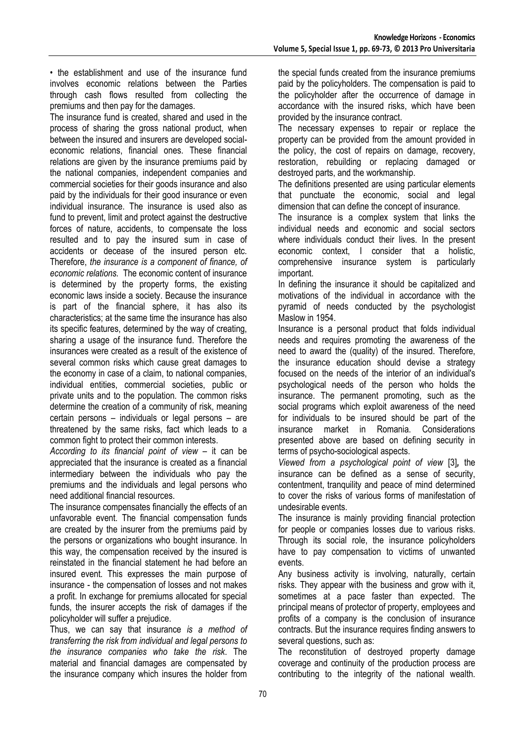• the establishment and use of the insurance fund involves economic relations between the Parties through cash flows resulted from collecting the premiums and then pay for the damages.

The insurance fund is created, shared and used in the process of sharing the gross national product, when between the insured and insurers are developed social-economic relations, financial ones. These financial relations are given by the insurance premiums paid by the national companies, independent companies and commercial societies for their goods insurance and also paid by the individuals for their good insurance or even individual insurance. The insurance is used also as fund to prevent, limit and protect against the destructive forces of nature, accidents, to compensate the loss resulted and to pay the insured sum in case of accidents or decease of the insured person etc. Therefore, *the insurance is a component of finance, of economic relations.* The economic content of insurance is determined by the property forms, the existing economic laws inside a society. Because the insurance is part of the financial sphere, it has also its characteristics; at the same time the insurance has also its specific features, determined by the way of creating, sharing a usage of the insurance fund. Therefore the insurances were created as a result of the existence of several common risks which cause great damages to the economy in case of a claim, to national companies, individual entities, commercial societies, public or private units and to the population. The common risks determine the creation of a community of risk, meaning certain persons – individuals or legal persons – are threatened by the same risks, fact which leads to a common fight to protect their common interests.

*According to its financial point of view* – it can be appreciated that the insurance is created as a financial intermediary between the individuals who pay the premiums and the individuals and legal persons who need additional financial resources.

The insurance compensates financially the effects of an unfavorable event. The financial compensation funds are created by the insurer from the premiums paid by the persons or organizations who bought insurance. In this way, the compensation received by the insured is reinstated in the financial statement he had before an insured event. This expresses the main purpose of insurance - the compensation of losses and not makes a profit. In exchange for premiums allocated for special funds, the insurer accepts the risk of damages if the policyholder will suffer a prejudice.

Thus, we can say that insurance *is a method of transferring the risk from individual and legal persons to the insurance companies who take the risk*. The material and financial damages are compensated by the insurance company which insures the holder from the special funds created from the insurance premiums paid by the policyholders. The compensation is paid to the policyholder after the occurrence of damage in accordance with the insured risks, which have been provided by the insurance contract.

The necessary expenses to repair or replace the property can be provided from the amount provided in the policy, the cost of repairs on damage, recovery, restoration, rebuilding or replacing damaged or destroyed parts, and the workmanship.

The definitions presented are using particular elements that punctuate the economic, social and legal dimension that can define the concept of insurance.

The insurance is a complex system that links the individual needs and economic and social sectors where individuals conduct their lives. In the present economic context, I consider that a holistic, comprehensive insurance system is particularly important.

In defining the insurance it should be capitalized and motivations of the individual in accordance with the pyramid of needs conducted by the psychologist Maslow in 1954.

Insurance is a personal product that folds individual needs and requires promoting the awareness of the need to award the (quality) of the insured. Therefore, the insurance education should devise a strategy focused on the needs of the interior of an individual's psychological needs of the person who holds the insurance. The permanent promoting, such as the social programs which exploit awareness of the need for individuals to be insured should be part of the insurance market in Romania. Considerations presented above are based on defining security in terms of psycho-sociological aspects.

*Viewed from a psychological point of view* [3]*,* the insurance can be defined as a sense of security, contentment, tranquility and peace of mind determined to cover the risks of various forms of manifestation of undesirable events.

The insurance is mainly providing financial protection for people or companies losses due to various risks. Through its social role, the insurance policyholders have to pay compensation to victims of unwanted events.

Any business activity is involving, naturally, certain risks. They appear with the business and grow with it, sometimes at a pace faster than expected. The principal means of protector of property, employees and profits of a company is the conclusion of insurance contracts. But the insurance requires finding answers to several questions, such as:

The reconstitution of destroyed property damage coverage and continuity of the production process are contributing to the integrity of the national wealth.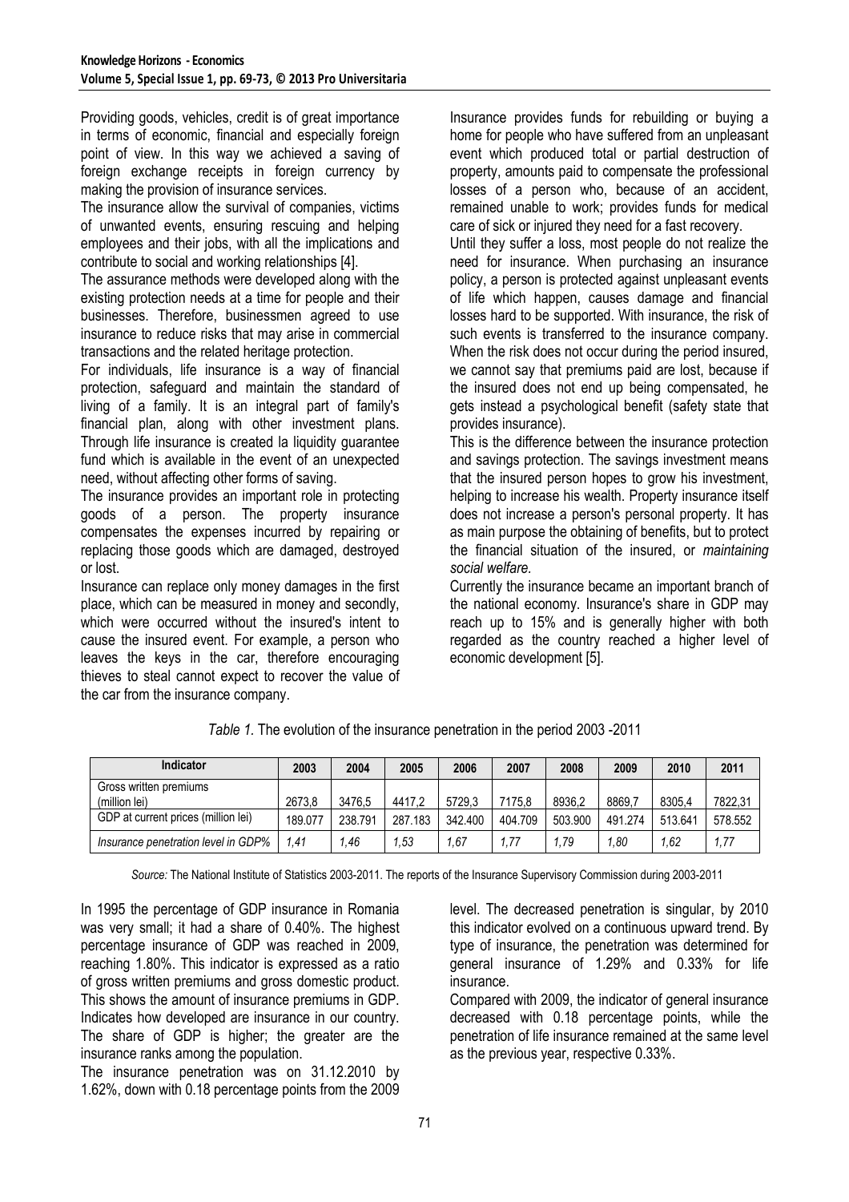Providing goods, vehicles, credit is of great importance in terms of economic, financial and especially foreign point of view. In this way we achieved a saving of foreign exchange receipts in foreign currency by making the provision of insurance services.

The insurance allow the survival of companies, victims of unwanted events, ensuring rescuing and helping employees and their jobs, with all the implications and contribute to social and working relationships [4].

The assurance methods were developed along with the existing protection needs at a time for people and their businesses. Therefore, businessmen agreed to use insurance to reduce risks that may arise in commercial transactions and the related heritage protection.

For individuals, life insurance is a way of financial protection, safeguard and maintain the standard of living of a family. It is an integral part of family's financial plan, along with other investment plans. Through life insurance is created la liquidity guarantee fund which is available in the event of an unexpected need, without affecting other forms of saving.

The insurance provides an important role in protecting goods of a person. The property insurance compensates the expenses incurred by repairing or replacing those goods which are damaged, destroyed or lost.

Insurance can replace only money damages in the first place, which can be measured in money and secondly, which were occurred without the insured's intent to cause the insured event. For example, a person who leaves the keys in the car, therefore encouraging thieves to steal cannot expect to recover the value of the car from the insurance company.

Insurance provides funds for rebuilding or buying a home for people who have suffered from an unpleasant event which produced total or partial destruction of property, amounts paid to compensate the professional losses of a person who, because of an accident, remained unable to work; provides funds for medical care of sick or injured they need for a fast recovery.

Until they suffer a loss, most people do not realize the need for insurance. When purchasing an insurance policy, a person is protected against unpleasant events of life which happen, causes damage and financial losses hard to be supported. With insurance, the risk of such events is transferred to the insurance company. When the risk does not occur during the period insured, we cannot say that premiums paid are lost, because if the insured does not end up being compensated, he gets instead a psychological benefit (safety state that provides insurance).

This is the difference between the insurance protection and savings protection. The savings investment means that the insured person hopes to grow his investment, helping to increase his wealth. Property insurance itself does not increase a person's personal property. It has as main purpose the obtaining of benefits, but to protect the financial situation of the insured, or *maintaining social welfare.*

Currently the insurance became an important branch of the national economy. Insurance's share in GDP may reach up to 15% and is generally higher with both regarded as the country reached a higher level of economic development [5].

*Table 1.* The evolution of the insurance penetration in the period 2003 -2011

| Indicator | 2003 | 2004 | 2005 | 2006 | 2007 | 2008 | 2009 | 2010 | 2011 |
|---|---|---|---|---|---|---|---|---|---|
| Gross written premiums (million lei) | 2673,8 | 3476,5 | 4417,2 | 5729,3 | 7175,8 | 8936,2 | 8869,7 | 8305,4 | 7822,31 |
| GDP at current prices (million lei) | 189.077 | 238.791 | 287.183 | 342.400 | 404.709 | 503.900 | 491.274 | 513.641 | 578.552 |
| *Insurance penetration level in GDP%* | *1,41* | *1,46* | *1,53* | *1,67* | *1,77* | *1,79* | *1,80* | *1,62* | *1,77* |

*Source:* The National Institute of Statistics 2003-2011. The reports of the Insurance Supervisory Commission during 2003-2011

In 1995 the percentage of GDP insurance in Romania was very small; it had a share of 0.40%. The highest percentage insurance of GDP was reached in 2009, reaching 1.80%. This indicator is expressed as a ratio of gross written premiums and gross domestic product. This shows the amount of insurance premiums in GDP. Indicates how developed are insurance in our country. The share of GDP is higher; the greater are the insurance ranks among the population.

The insurance penetration was on 31.12.2010 by 1.62%, down with 0.18 percentage points from the 2009 level. The decreased penetration is singular, by 2010 this indicator evolved on a continuous upward trend. By type of insurance, the penetration was determined for general insurance of 1.29% and 0.33% for life insurance.

Compared with 2009, the indicator of general insurance decreased with 0.18 percentage points, while the penetration of life insurance remained at the same level as the previous year, respective 0.33%.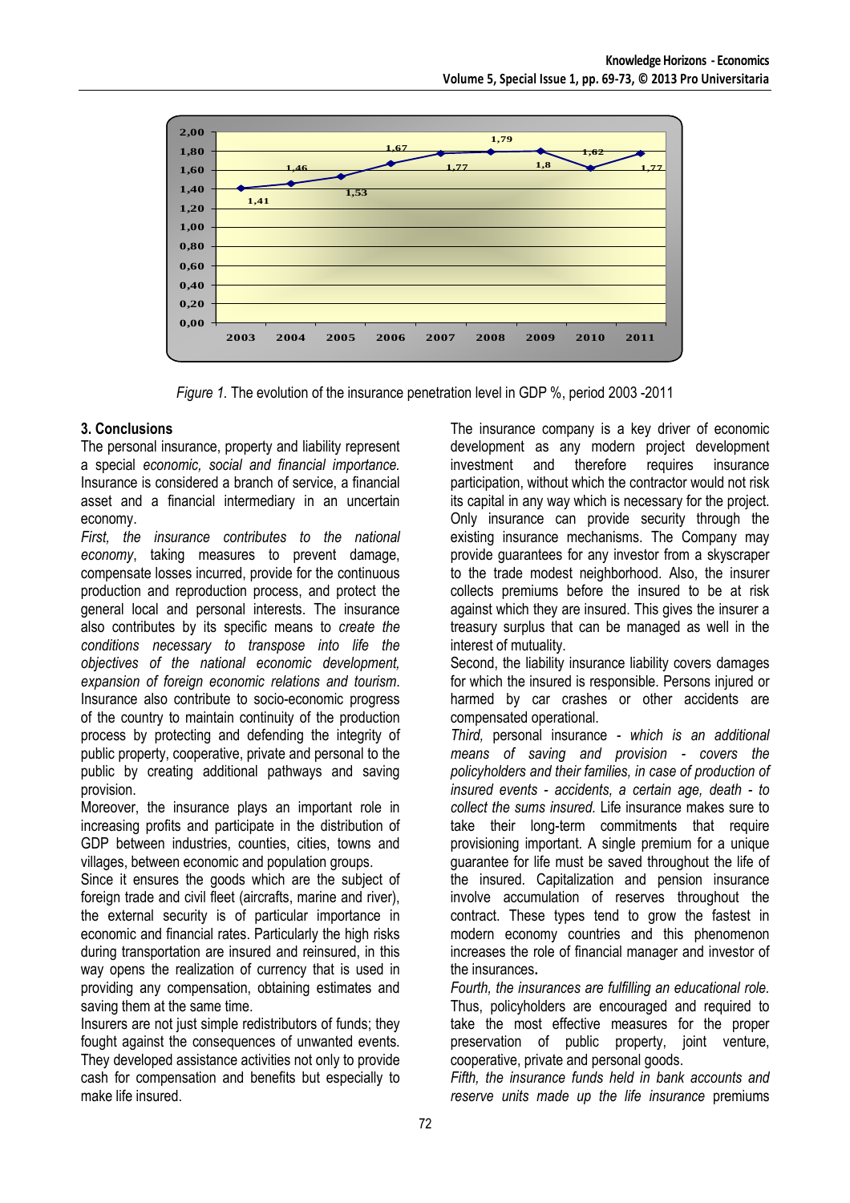Figure 1. The evolution of the insurance penetration level in GDP %, period 2003 -2011

### 3. Conclusions

The personal insurance, property and liability represent a special *economic, social and financial importance.* Insurance is considered a branch of service, a financial asset and a financial intermediary in an uncertain economy.

*First, the insurance contributes to the national economy*, taking measures to prevent damage, compensate losses incurred, provide for the continuous production and reproduction process, and protect the general local and personal interests. The insurance also contributes by its specific means to *create the conditions necessary to transpose into life the objectives of the national economic development, expansion of foreign economic relations and tourism*. Insurance also contribute to socio-economic progress of the country to maintain continuity of the production process by protecting and defending the integrity of public property, cooperative, private and personal to the public by creating additional pathways and saving provision.

Moreover, the insurance plays an important role in increasing profits and participate in the distribution of GDP between industries, counties, cities, towns and villages, between economic and population groups.

Since it ensures the goods which are the subject of foreign trade and civil fleet (aircrafts, marine and river), the external security is of particular importance in economic and financial rates. Particularly the high risks during transportation are insured and reinsured, in this way opens the realization of currency that is used in providing any compensation, obtaining estimates and saving them at the same time.

Insurers are not just simple redistributors of funds; they fought against the consequences of unwanted events. They developed assistance activities not only to provide cash for compensation and benefits but especially to make life insured.

The insurance company is a key driver of economic development as any modern project development investment and therefore requires insurance participation, without which the contractor would not risk its capital in any way which is necessary for the project. Only insurance can provide security through the existing insurance mechanisms. The Company may provide guarantees for any investor from a skyscraper to the trade modest neighborhood. Also, the insurer collects premiums before the insured to be at risk against which they are insured. This gives the insurer a treasury surplus that can be managed as well in the interest of mutuality.

Second, the liability insurance liability covers damages for which the insured is responsible. Persons injured or harmed by car crashes or other accidents are compensated operational.

*Third,* personal insurance *- which is an additional means of saving and provision - covers the policyholders and their families, in case of production of insured events - accidents, a certain age, death - to collect the sums insured.* Life insurance makes sure to take their long-term commitments that require provisioning important. A single premium for a unique guarantee for life must be saved throughout the life of the insured. Capitalization and pension insurance involve accumulation of reserves throughout the contract. These types tend to grow the fastest in modern economy countries and this phenomenon increases the role of financial manager and investor of the insurances**.**

*Fourth, the insurances are fulfilling an educational role.* Thus, policyholders are encouraged and required to take the most effective measures for the proper preservation of public property, joint venture, cooperative, private and personal goods.

*Fifth, the insurance funds held in bank accounts and reserve units made up the life insurance* premiums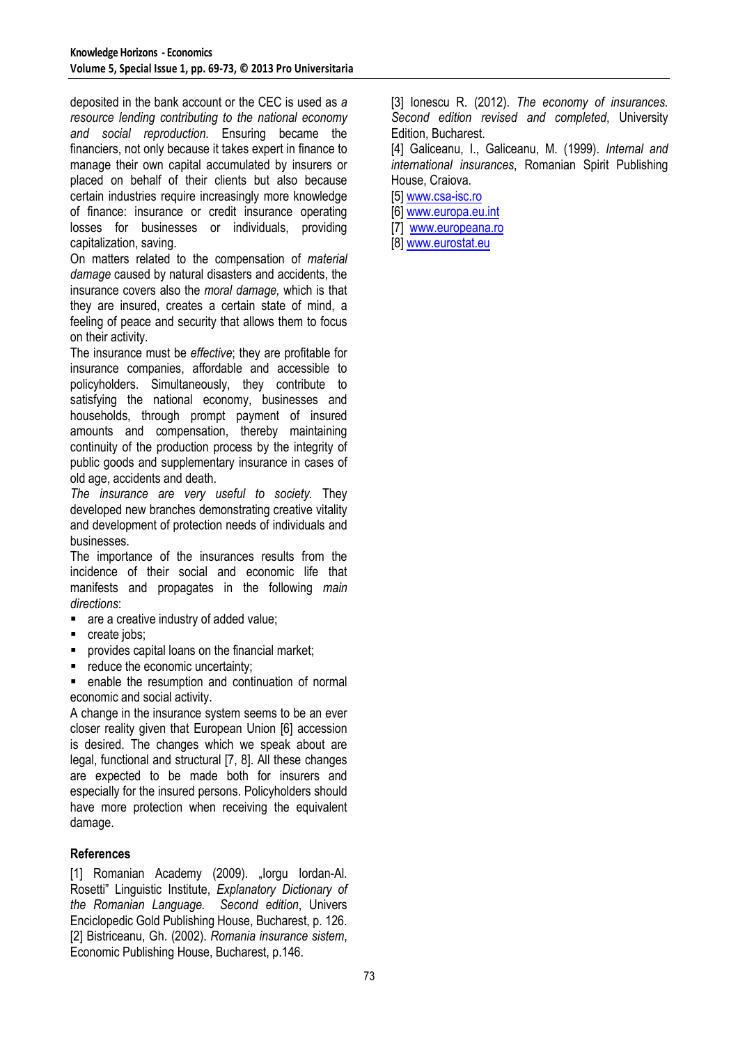deposited in the bank account or the CEC is used as *a resource lending contributing to the national economy and social reproduction.* Ensuring became the financiers, not only because it takes expert in finance to manage their own capital accumulated by insurers or placed on behalf of their clients but also because certain industries require increasingly more knowledge of finance: insurance or credit insurance operating losses for businesses or individuals, providing capitalization, saving.

On matters related to the compensation of *material damage* caused by natural disasters and accidents, the insurance covers also the *moral damage,* which is that they are insured, creates a certain state of mind, a feeling of peace and security that allows them to focus on their activity.

The insurance must be *effective*; they are profitable for insurance companies, affordable and accessible to policyholders. Simultaneously, they contribute to satisfying the national economy, businesses and households, through prompt payment of insured amounts and compensation, thereby maintaining continuity of the production process by the integrity of public goods and supplementary insurance in cases of old age, accidents and death.

*The insurance are very useful to society.* They developed new branches demonstrating creative vitality and development of protection needs of individuals and businesses.

The importance of the insurances results from the incidence of their social and economic life that manifests and propagates in the following *main directions*:

- are a creative industry of added value;
- create jobs;
- provides capital loans on the financial market;
- reduce the economic uncertainty;
- enable the resumption and continuation of normal economic and social activity.

A change in the insurance system seems to be an ever closer reality given that European Union [6] accession is desired. The changes which we speak about are legal, functional and structural [7, 8]. All these changes are expected to be made both for insurers and especially for the insured persons. Policyholders should have more protection when receiving the equivalent damage.

## References

[1] Romanian Academy (2009). „Iorgu Iordan-Al. Rosetti" Linguistic Institute, *Explanatory Dictionary of the Romanian Language. Second edition*, Univers Enciclopedic Gold Publishing House, Bucharest, p. 126.

[2] Bistriceanu, Gh. (2002). *Romania insurance sistem*, Economic Publishing House, Bucharest, p.146.

[3] Ionescu R. (2012). *The economy of insurances. Second edition revised and completed*, University Edition, Bucharest.

[4] Galiceanu, I., Galiceanu, M. (1999). *Internal and international insurances*, Romanian Spirit Publishing House, Craiova.

[5] www.csa-isc.ro

[6] www.europa.eu.int

[7] www.europeana.ro

[8] www.eurostat.eu